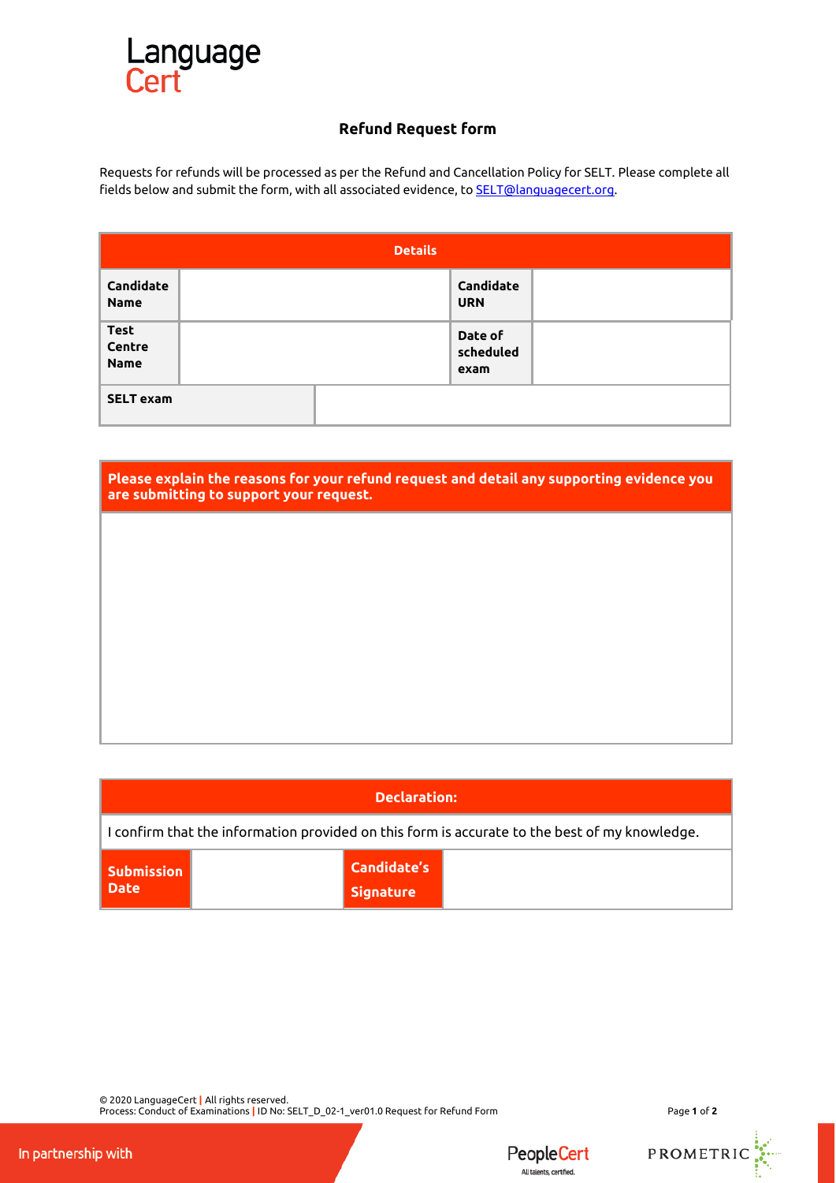Language
Cert

# Refund Request form

Requests for refunds will be processed as per the Refund and Cancellation Policy for SELT. Please complete all fields below and submit the form, with all associated evidence, to SELT@languagecert.org.

| **Details** | | | |
|---|---|---|---|
| **Candidate Name** | | **Candidate URN** | |
| **Test Centre Name** | | **Date of scheduled exam** | |
| **SELT exam** | | | |

| **Please explain the reasons for your refund request and detail any supporting evidence you are submitting to support your request.** |
|---|
| |

| **Declaration:** | | | |
|---|---|---|---|
| I confirm that the information provided on this form is accurate to the best of my knowledge. | | | |
| **Submission Date** | | **Candidate's Signature** | |

© 2020 LanguageCert | All rights reserved.
Process: Conduct of Examinations | ID No: SELT_D_02-1_ver01.0 Request for Refund Form

In partnership with PeopleCert All talents, certified. PROMETRIC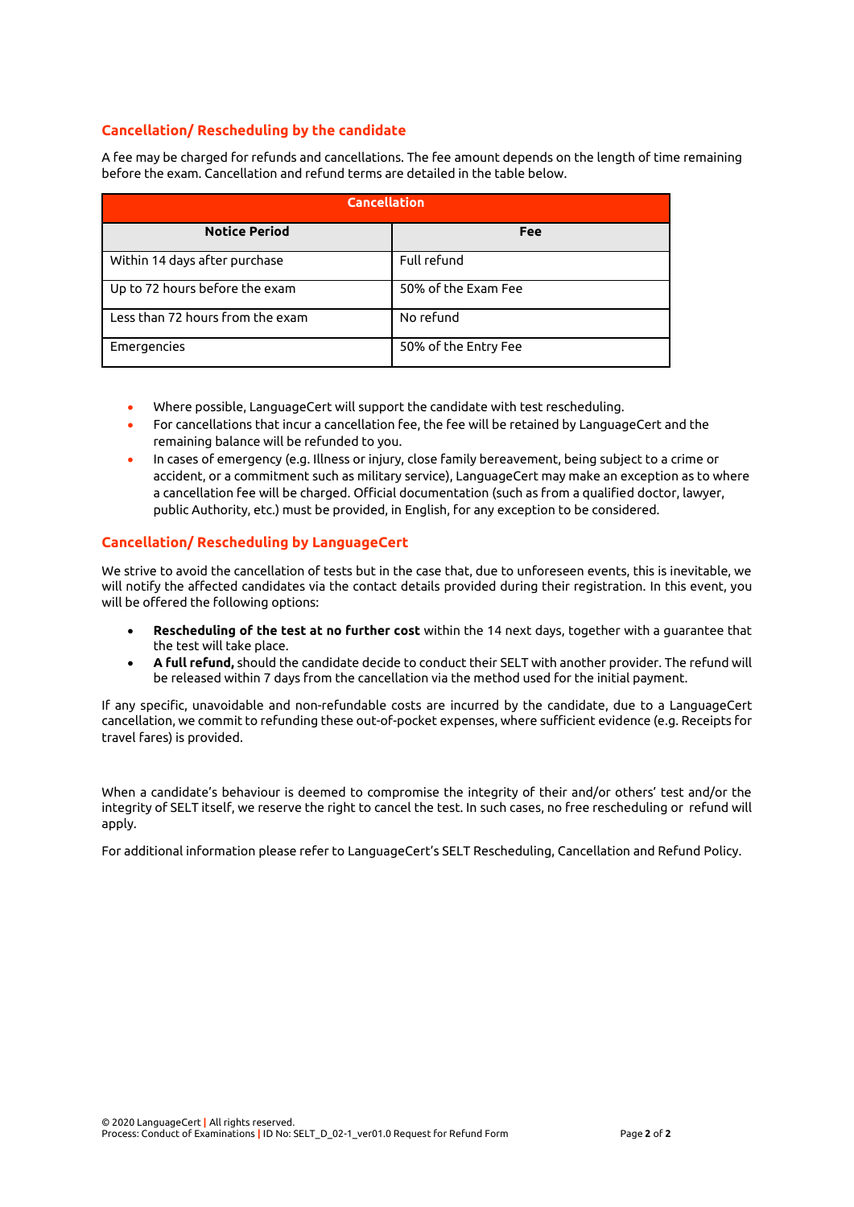## Cancellation/ Rescheduling by the candidate

A fee may be charged for refunds and cancellations. The fee amount depends on the length of time remaining before the exam. Cancellation and refund terms are detailed in the table below.

| Cancellation | |
|---|---|
| **Notice Period** | **Fee** |
| Within 14 days after purchase | Full refund |
| Up to 72 hours before the exam | 50% of the Exam Fee |
| Less than 72 hours from the exam | No refund |
| Emergencies | 50% of the Entry Fee |

- Where possible, LanguageCert will support the candidate with test rescheduling.
- For cancellations that incur a cancellation fee, the fee will be retained by LanguageCert and the remaining balance will be refunded to you.
- In cases of emergency (e.g. Illness or injury, close family bereavement, being subject to a crime or accident, or a commitment such as military service), LanguageCert may make an exception as to where a cancellation fee will be charged. Official documentation (such as from a qualified doctor, lawyer, public Authority, etc.) must be provided, in English, for any exception to be considered.

## Cancellation/ Rescheduling by LanguageCert

We strive to avoid the cancellation of tests but in the case that, due to unforeseen events, this is inevitable, we will notify the affected candidates via the contact details provided during their registration. In this event, you will be offered the following options:

- **Rescheduling of the test at no further cost** within the 14 next days, together with a guarantee that the test will take place.
- **A full refund,** should the candidate decide to conduct their SELT with another provider. The refund will be released within 7 days from the cancellation via the method used for the initial payment.

If any specific, unavoidable and non-refundable costs are incurred by the candidate, due to a LanguageCert cancellation, we commit to refunding these out-of-pocket expenses, where sufficient evidence (e.g. Receipts for travel fares) is provided.

When a candidate's behaviour is deemed to compromise the integrity of their and/or others' test and/or the integrity of SELT itself, we reserve the right to cancel the test. In such cases, no free rescheduling or refund will apply.

For additional information please refer to LanguageCert's SELT Rescheduling, Cancellation and Refund Policy.

© 2020 LanguageCert | All rights reserved.
Process: Conduct of Examinations | ID No: SELT_D_02-1_ver01.0 Request for Refund Form